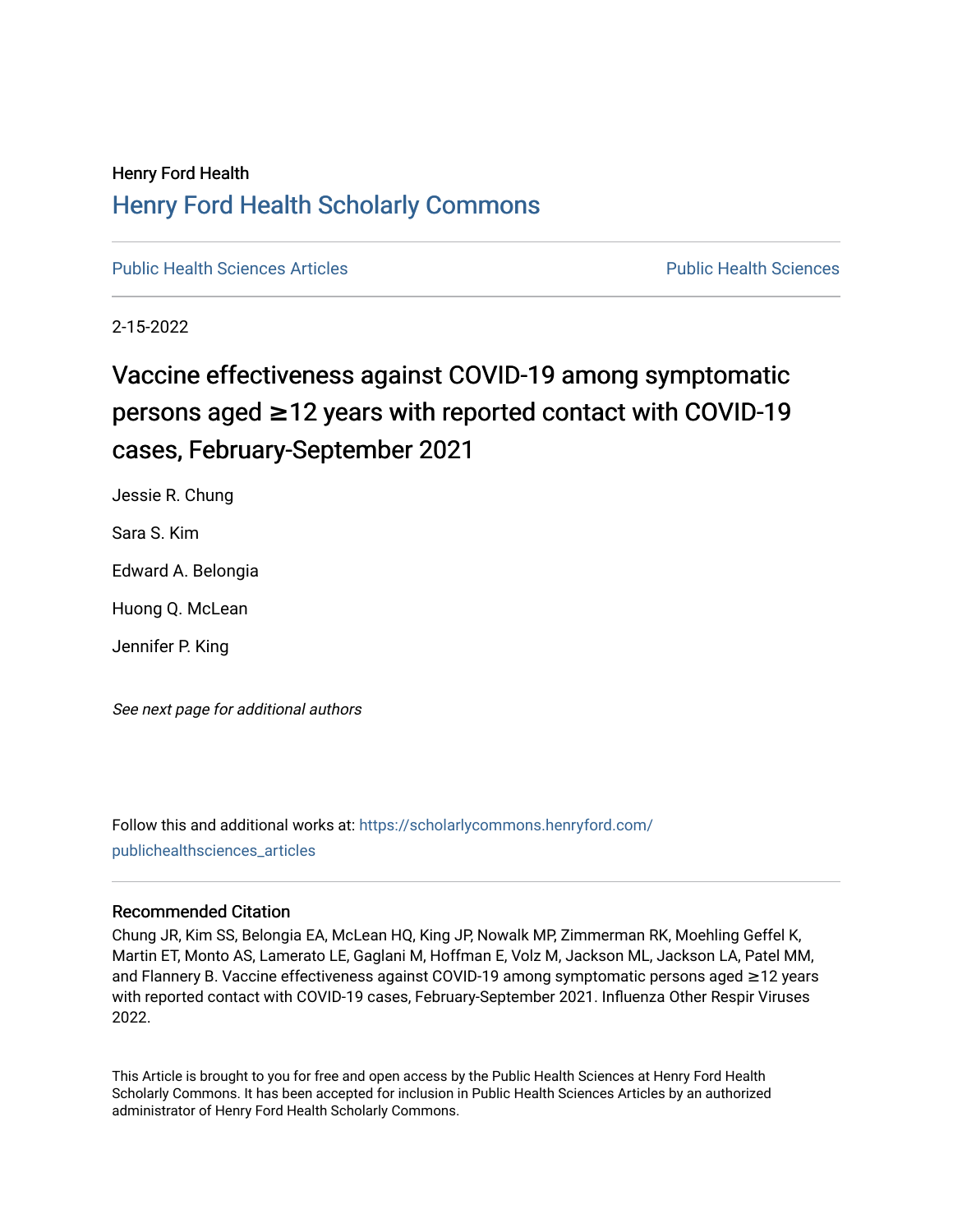Henry Ford Health

## Henry Ford Health Scholarly Commons

Public Health Sciences Articles | Public Health Sciences

2-15-2022

# Vaccine effectiveness against COVID-19 among symptomatic persons aged ≥12 years with reported contact with COVID-19 cases, February-September 2021

Jessie R. Chung

Sara S. Kim

Edward A. Belongia

Huong Q. McLean

Jennifer P. King

*See next page for additional authors*

Follow this and additional works at: https://scholarlycommons.henryford.com/publichealthsciences_articles

### Recommended Citation

Chung JR, Kim SS, Belongia EA, McLean HQ, King JP, Nowalk MP, Zimmerman RK, Moehling Geffel K, Martin ET, Monto AS, Lamerato LE, Gaglani M, Hoffman E, Volz M, Jackson ML, Jackson LA, Patel MM, and Flannery B. Vaccine effectiveness against COVID-19 among symptomatic persons aged ≥12 years with reported contact with COVID-19 cases, February-September 2021. Influenza Other Respir Viruses 2022.

This Article is brought to you for free and open access by the Public Health Sciences at Henry Ford Health Scholarly Commons. It has been accepted for inclusion in Public Health Sciences Articles by an authorized administrator of Henry Ford Health Scholarly Commons.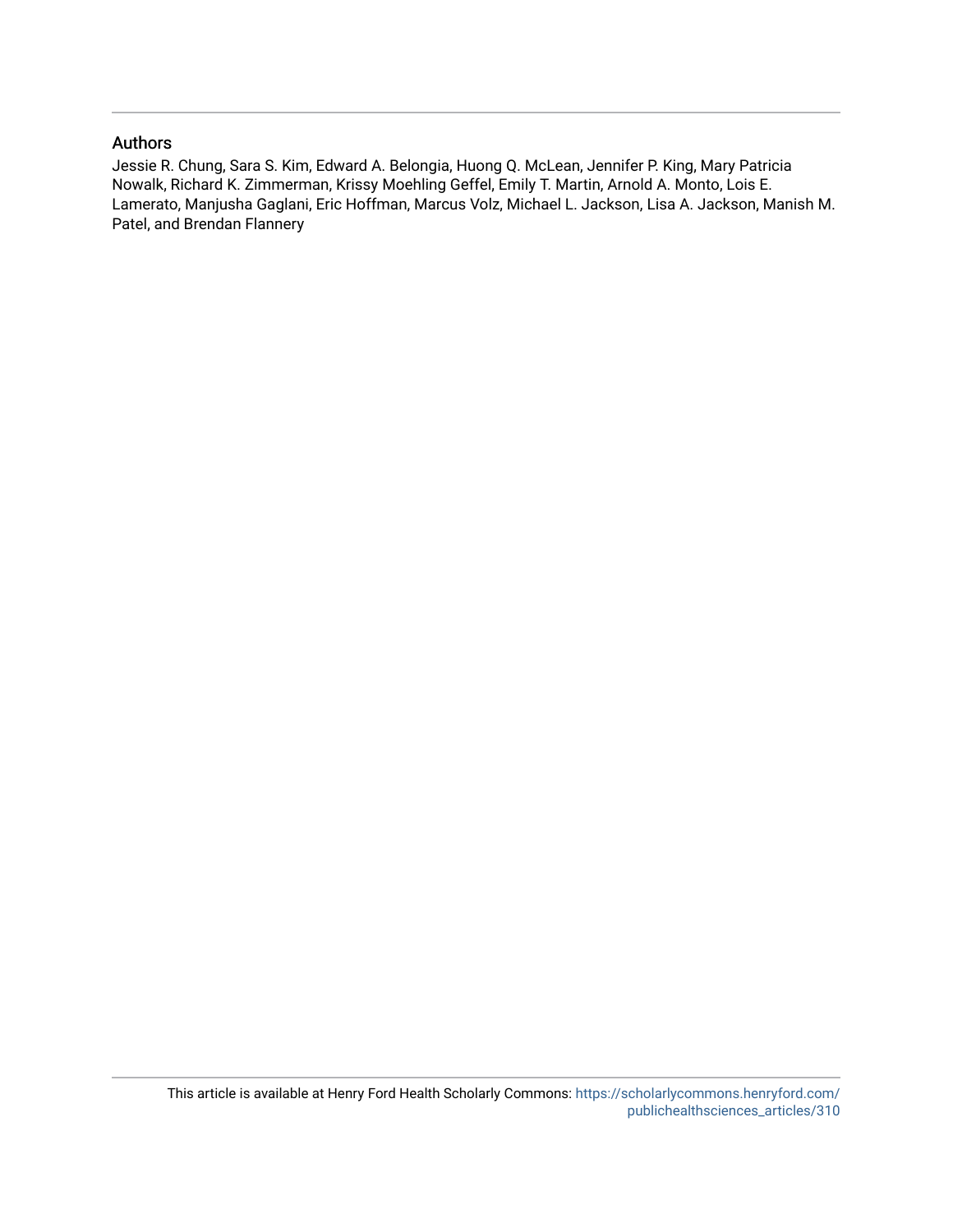## Authors

Jessie R. Chung, Sara S. Kim, Edward A. Belongia, Huong Q. McLean, Jennifer P. King, Mary Patricia Nowalk, Richard K. Zimmerman, Krissy Moehling Geffel, Emily T. Martin, Arnold A. Monto, Lois E. Lamerato, Manjusha Gaglani, Eric Hoffman, Marcus Volz, Michael L. Jackson, Lisa A. Jackson, Manish M. Patel, and Brendan Flannery

This article is available at Henry Ford Health Scholarly Commons: https://scholarlycommons.henryford.com/publichealthsciences_articles/310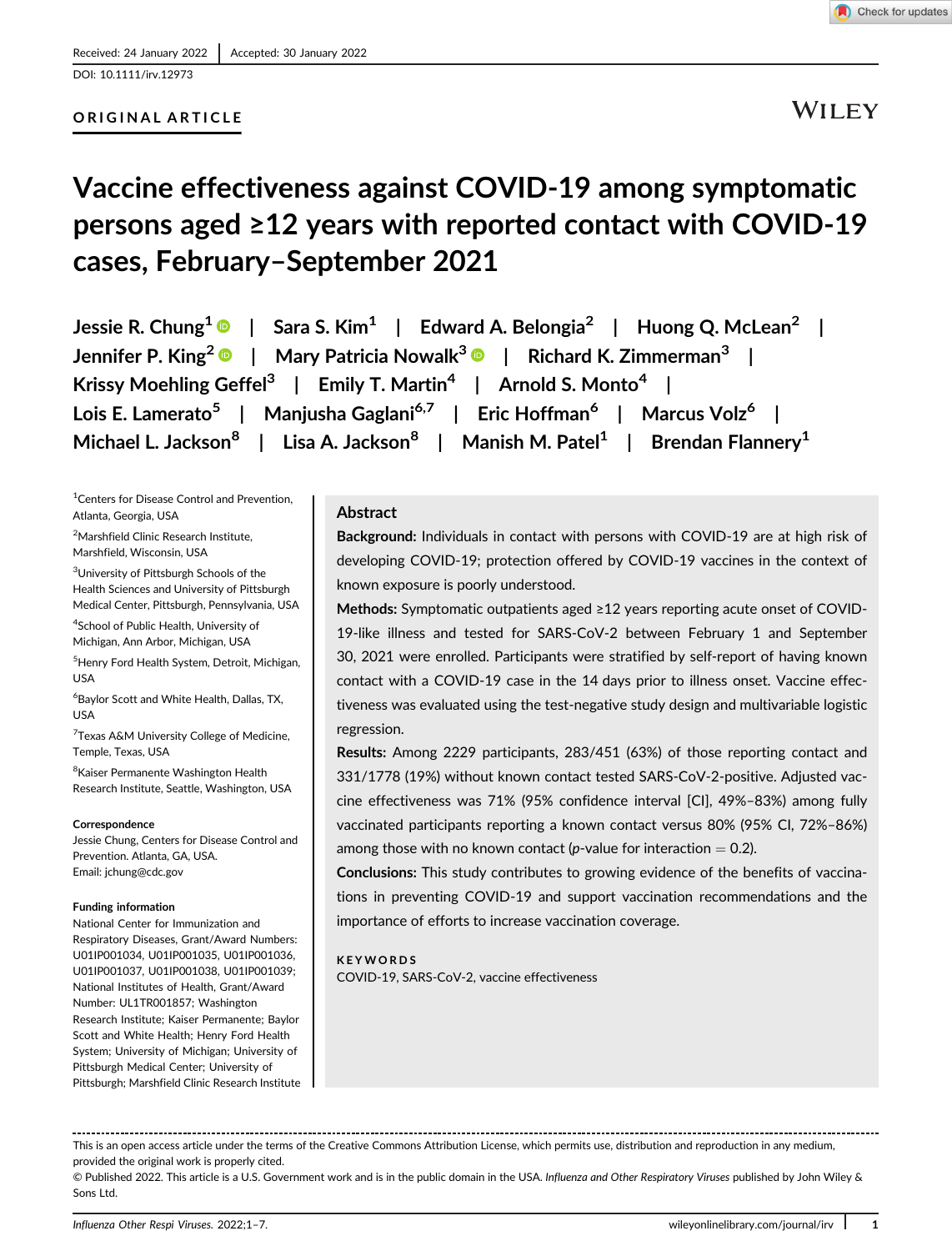Received: 24 January 2022 | Accepted: 30 January 2022

DOI: 10.1111/irv.12973

ORIGINAL ARTICLE

# Vaccine effectiveness against COVID-19 among symptomatic persons aged ≥12 years with reported contact with COVID-19 cases, February–September 2021

Jessie R. Chung[1] | Sara S. Kim[1] | Edward A. Belongia[2] | Huong Q. McLean[2] | Jennifer P. King[2] | Mary Patricia Nowalk[3] | Richard K. Zimmerman[3] | Krissy Moehling Geffel[3] | Emily T. Martin[4] | Arnold S. Monto[4] | Lois E. Lamerato[5] | Manjusha Gaglani[6,7] | Eric Hoffman[6] | Marcus Volz[6] | Michael L. Jackson[8] | Lisa A. Jackson[8] | Manish M. Patel[1] | Brendan Flannery[1]

[1]Centers for Disease Control and Prevention, Atlanta, Georgia, USA

[2]Marshfield Clinic Research Institute, Marshfield, Wisconsin, USA

[3]University of Pittsburgh Schools of the Health Sciences and University of Pittsburgh Medical Center, Pittsburgh, Pennsylvania, USA

[4]School of Public Health, University of Michigan, Ann Arbor, Michigan, USA

[5]Henry Ford Health System, Detroit, Michigan, USA

[6]Baylor Scott and White Health, Dallas, TX, USA

[7]Texas A&M University College of Medicine, Temple, Texas, USA

[8]Kaiser Permanente Washington Health Research Institute, Seattle, Washington, USA

**Correspondence**
Jessie Chung, Centers for Disease Control and Prevention. Atlanta, GA, USA.
Email: jchung@cdc.gov

**Funding information**
National Center for Immunization and Respiratory Diseases, Grant/Award Numbers: U01IP001034, U01IP001035, U01IP001036, U01IP001037, U01IP001038, U01IP001039; National Institutes of Health, Grant/Award Number: UL1TR001857; Washington Research Institute; Kaiser Permanente; Baylor Scott and White Health; Henry Ford Health System; University of Michigan; University of Pittsburgh Medical Center; University of Pittsburgh; Marshfield Clinic Research Institute

## Abstract

**Background:** Individuals in contact with persons with COVID-19 are at high risk of developing COVID-19; protection offered by COVID-19 vaccines in the context of known exposure is poorly understood.

**Methods:** Symptomatic outpatients aged ≥12 years reporting acute onset of COVID-19-like illness and tested for SARS-CoV-2 between February 1 and September 30, 2021 were enrolled. Participants were stratified by self-report of having known contact with a COVID-19 case in the 14 days prior to illness onset. Vaccine effectiveness was evaluated using the test-negative study design and multivariable logistic regression.

**Results:** Among 2229 participants, 283/451 (63%) of those reporting contact and 331/1778 (19%) without known contact tested SARS-CoV-2-positive. Adjusted vaccine effectiveness was 71% (95% confidence interval [CI], 49%–83%) among fully vaccinated participants reporting a known contact versus 80% (95% CI, 72%–86%) among those with no known contact ($p$-value for interaction = 0.2).

**Conclusions:** This study contributes to growing evidence of the benefits of vaccinations in preventing COVID-19 and support vaccination recommendations and the importance of efforts to increase vaccination coverage.

**KEYWORDS**
COVID-19, SARS-CoV-2, vaccine effectiveness

This is an open access article under the terms of the Creative Commons Attribution License, which permits use, distribution and reproduction in any medium, provided the original work is properly cited.

© Published 2022. This article is a U.S. Government work and is in the public domain in the USA. *Influenza and Other Respiratory Viruses* published by John Wiley & Sons Ltd.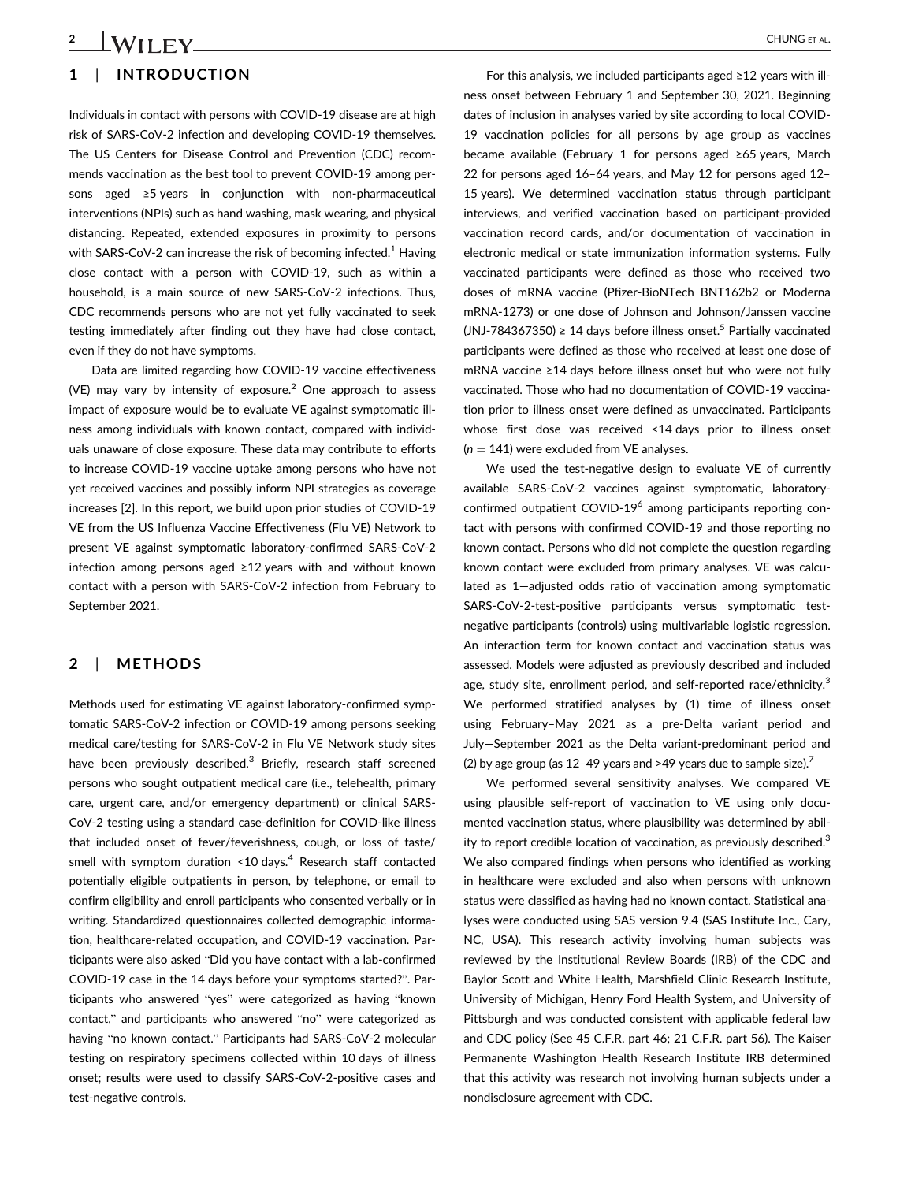## 1 | INTRODUCTION

Individuals in contact with persons with COVID-19 disease are at high risk of SARS-CoV-2 infection and developing COVID-19 themselves. The US Centers for Disease Control and Prevention (CDC) recommends vaccination as the best tool to prevent COVID-19 among persons aged ≥5 years in conjunction with non-pharmaceutical interventions (NPIs) such as hand washing, mask wearing, and physical distancing. Repeated, extended exposures in proximity to persons with SARS-CoV-2 can increase the risk of becoming infected.[1] Having close contact with a person with COVID-19, such as within a household, is a main source of new SARS-CoV-2 infections. Thus, CDC recommends persons who are not yet fully vaccinated to seek testing immediately after finding out they have had close contact, even if they do not have symptoms.

Data are limited regarding how COVID-19 vaccine effectiveness (VE) may vary by intensity of exposure.[2] One approach to assess impact of exposure would be to evaluate VE against symptomatic illness among individuals with known contact, compared with individuals unaware of close exposure. These data may contribute to efforts to increase COVID-19 vaccine uptake among persons who have not yet received vaccines and possibly inform NPI strategies as coverage increases [2]. In this report, we build upon prior studies of COVID-19 VE from the US Influenza Vaccine Effectiveness (Flu VE) Network to present VE against symptomatic laboratory-confirmed SARS-CoV-2 infection among persons aged ≥12 years with and without known contact with a person with SARS-CoV-2 infection from February to September 2021.

## 2 | METHODS

Methods used for estimating VE against laboratory-confirmed symptomatic SARS-CoV-2 infection or COVID-19 among persons seeking medical care/testing for SARS-CoV-2 in Flu VE Network study sites have been previously described.[3] Briefly, research staff screened persons who sought outpatient medical care (i.e., telehealth, primary care, urgent care, and/or emergency department) or clinical SARS-CoV-2 testing using a standard case-definition for COVID-like illness that included onset of fever/feverishness, cough, or loss of taste/smell with symptom duration <10 days.[4] Research staff contacted potentially eligible outpatients in person, by telephone, or email to confirm eligibility and enroll participants who consented verbally or in writing. Standardized questionnaires collected demographic information, healthcare-related occupation, and COVID-19 vaccination. Participants were also asked "Did you have contact with a lab-confirmed COVID-19 case in the 14 days before your symptoms started?". Participants who answered "yes" were categorized as having "known contact," and participants who answered "no" were categorized as having "no known contact." Participants had SARS-CoV-2 molecular testing on respiratory specimens collected within 10 days of illness onset; results were used to classify SARS-CoV-2-positive cases and test-negative controls.

For this analysis, we included participants aged ≥12 years with illness onset between February 1 and September 30, 2021. Beginning dates of inclusion in analyses varied by site according to local COVID-19 vaccination policies for all persons by age group as vaccines became available (February 1 for persons aged ≥65 years, March 22 for persons aged 16–64 years, and May 12 for persons aged 12–15 years). We determined vaccination status through participant interviews, and verified vaccination based on participant-provided vaccination record cards, and/or documentation of vaccination in electronic medical or state immunization information systems. Fully vaccinated participants were defined as those who received two doses of mRNA vaccine (Pfizer-BioNTech BNT162b2 or Moderna mRNA-1273) or one dose of Johnson and Johnson/Janssen vaccine (JNJ-784367350) ≥ 14 days before illness onset.[5] Partially vaccinated participants were defined as those who received at least one dose of mRNA vaccine ≥14 days before illness onset but who were not fully vaccinated. Those who had no documentation of COVID-19 vaccination prior to illness onset were defined as unvaccinated. Participants whose first dose was received <14 days prior to illness onset ($n = 141$) were excluded from VE analyses.

We used the test-negative design to evaluate VE of currently available SARS-CoV-2 vaccines against symptomatic, laboratory-confirmed outpatient COVID-19[6] among participants reporting contact with persons with confirmed COVID-19 and those reporting no known contact. Persons who did not complete the question regarding known contact were excluded from primary analyses. VE was calculated as 1—adjusted odds ratio of vaccination among symptomatic SARS-CoV-2-test-positive participants versus symptomatic test-negative participants (controls) using multivariable logistic regression. An interaction term for known contact and vaccination status was assessed. Models were adjusted as previously described and included age, study site, enrollment period, and self-reported race/ethnicity.[3] We performed stratified analyses by (1) time of illness onset using February–May 2021 as a pre-Delta variant period and July—September 2021 as the Delta variant-predominant period and (2) by age group (as 12–49 years and >49 years due to sample size).[7]

We performed several sensitivity analyses. We compared VE using plausible self-report of vaccination to VE using only documented vaccination status, where plausibility was determined by ability to report credible location of vaccination, as previously described.[3] We also compared findings when persons who identified as working in healthcare were excluded and also when persons with unknown status were classified as having had no known contact. Statistical analyses were conducted using SAS version 9.4 (SAS Institute Inc., Cary, NC, USA). This research activity involving human subjects was reviewed by the Institutional Review Boards (IRB) of the CDC and Baylor Scott and White Health, Marshfield Clinic Research Institute, University of Michigan, Henry Ford Health System, and University of Pittsburgh and was conducted consistent with applicable federal law and CDC policy (See 45 C.F.R. part 46; 21 C.F.R. part 56). The Kaiser Permanente Washington Health Research Institute IRB determined that this activity was research not involving human subjects under a nondisclosure agreement with CDC.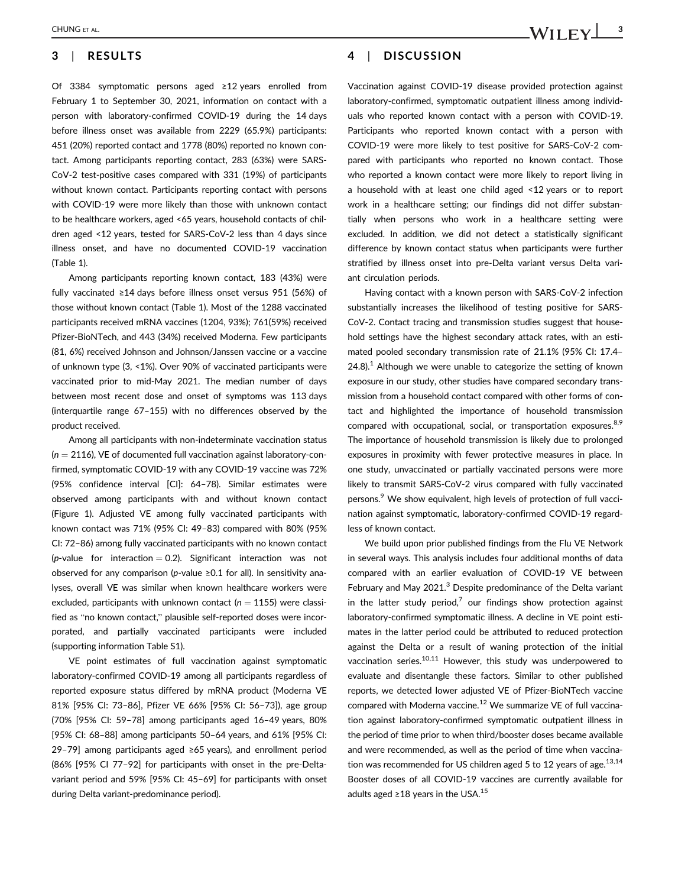## 3 | RESULTS

Of 3384 symptomatic persons aged ≥12 years enrolled from February 1 to September 30, 2021, information on contact with a person with laboratory-confirmed COVID-19 during the 14 days before illness onset was available from 2229 (65.9%) participants: 451 (20%) reported contact and 1778 (80%) reported no known contact. Among participants reporting contact, 283 (63%) were SARS-CoV-2 test-positive cases compared with 331 (19%) of participants without known contact. Participants reporting contact with persons with COVID-19 were more likely than those with unknown contact to be healthcare workers, aged <65 years, household contacts of children aged <12 years, tested for SARS-CoV-2 less than 4 days since illness onset, and have no documented COVID-19 vaccination (Table 1).

Among participants reporting known contact, 183 (43%) were fully vaccinated ≥14 days before illness onset versus 951 (56%) of those without known contact (Table 1). Most of the 1288 vaccinated participants received mRNA vaccines (1204, 93%); 761(59%) received Pfizer-BioNTech, and 443 (34%) received Moderna. Few participants (81, 6%) received Johnson and Johnson/Janssen vaccine or a vaccine of unknown type (3, <1%). Over 90% of vaccinated participants were vaccinated prior to mid-May 2021. The median number of days between most recent dose and onset of symptoms was 113 days (interquartile range 67–155) with no differences observed by the product received.

Among all participants with non-indeterminate vaccination status ($n = 2116$), VE of documented full vaccination against laboratory-confirmed, symptomatic COVID-19 with any COVID-19 vaccine was 72% (95% confidence interval [CI]: 64–78). Similar estimates were observed among participants with and without known contact (Figure 1). Adjusted VE among fully vaccinated participants with known contact was 71% (95% CI: 49–83) compared with 80% (95% CI: 72–86) among fully vaccinated participants with no known contact ($p$-value for interaction = 0.2). Significant interaction was not observed for any comparison ($p$-value ≥0.1 for all). In sensitivity analyses, overall VE was similar when known healthcare workers were excluded, participants with unknown contact ($n = 1155$) were classified as "no known contact," plausible self-reported doses were incorporated, and partially vaccinated participants were included (supporting information Table S1).

VE point estimates of full vaccination against symptomatic laboratory-confirmed COVID-19 among all participants regardless of reported exposure status differed by mRNA product (Moderna VE 81% [95% CI: 73–86], Pfizer VE 66% [95% CI: 56–73]), age group (70% [95% CI: 59–78] among participants aged 16–49 years, 80% [95% CI: 68–88] among participants 50–64 years, and 61% [95% CI: 29–79] among participants aged ≥65 years), and enrollment period (86% [95% CI 77–92] for participants with onset in the pre-Delta-variant period and 59% [95% CI: 45–69] for participants with onset during Delta variant-predominance period).

## 4 | DISCUSSION

Vaccination against COVID-19 disease provided protection against laboratory-confirmed, symptomatic outpatient illness among individuals who reported known contact with a person with COVID-19. Participants who reported known contact with a person with COVID-19 were more likely to test positive for SARS-CoV-2 compared with participants who reported no known contact. Those who reported a known contact were more likely to report living in a household with at least one child aged <12 years or to report work in a healthcare setting; our findings did not differ substantially when persons who work in a healthcare setting were excluded. In addition, we did not detect a statistically significant difference by known contact status when participants were further stratified by illness onset into pre-Delta variant versus Delta variant circulation periods.

Having contact with a known person with SARS-CoV-2 infection substantially increases the likelihood of testing positive for SARS-CoV-2. Contact tracing and transmission studies suggest that household settings have the highest secondary attack rates, with an estimated pooled secondary transmission rate of 21.1% (95% CI: 17.4–24.8).[1] Although we were unable to categorize the setting of known exposure in our study, other studies have compared secondary transmission from a household contact compared with other forms of contact and highlighted the importance of household transmission compared with occupational, social, or transportation exposures.[8,9] The importance of household transmission is likely due to prolonged exposures in proximity with fewer protective measures in place. In one study, unvaccinated or partially vaccinated persons were more likely to transmit SARS-CoV-2 virus compared with fully vaccinated persons.[9] We show equivalent, high levels of protection of full vaccination against symptomatic, laboratory-confirmed COVID-19 regardless of known contact.

We build upon prior published findings from the Flu VE Network in several ways. This analysis includes four additional months of data compared with an earlier evaluation of COVID-19 VE between February and May 2021.[3] Despite predominance of the Delta variant in the latter study period,[7] our findings show protection against laboratory-confirmed symptomatic illness. A decline in VE point estimates in the latter period could be attributed to reduced protection against the Delta or a result of waning protection of the initial vaccination series.[10,11] However, this study was underpowered to evaluate and disentangle these factors. Similar to other published reports, we detected lower adjusted VE of Pfizer-BioNTech vaccine compared with Moderna vaccine.[12] We summarize VE of full vaccination against laboratory-confirmed symptomatic outpatient illness in the period of time prior to when third/booster doses became available and were recommended, as well as the period of time when vaccination was recommended for US children aged 5 to 12 years of age.[13,14] Booster doses of all COVID-19 vaccines are currently available for adults aged ≥18 years in the USA.[15]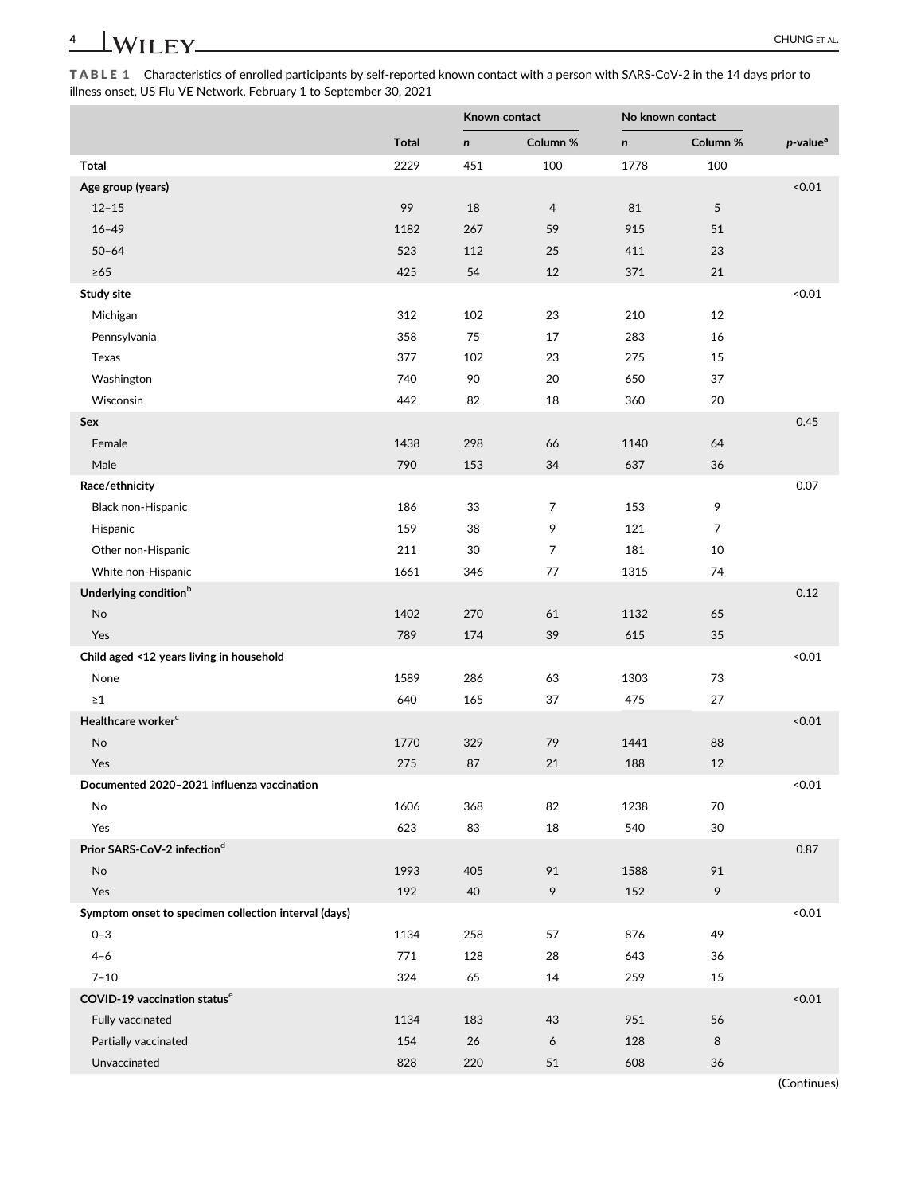**TABLE 1** Characteristics of enrolled participants by self-reported known contact with a person with SARS-CoV-2 in the 14 days prior to illness onset, US Flu VE Network, February 1 to September 30, 2021

| | | Known contact | | No known contact | | |
|---|---|---|---|---|---|---|
| | Total | *n* | Column % | *n* | Column % | *p*-value[a] |
| **Total** | 2229 | 451 | 100 | 1778 | 100 | |
| **Age group (years)** | | | | | | <0.01 |
| 12–15 | 99 | 18 | 4 | 81 | 5 | |
| 16–49 | 1182 | 267 | 59 | 915 | 51 | |
| 50–64 | 523 | 112 | 25 | 411 | 23 | |
| ≥65 | 425 | 54 | 12 | 371 | 21 | |
| **Study site** | | | | | | <0.01 |
| Michigan | 312 | 102 | 23 | 210 | 12 | |
| Pennsylvania | 358 | 75 | 17 | 283 | 16 | |
| Texas | 377 | 102 | 23 | 275 | 15 | |
| Washington | 740 | 90 | 20 | 650 | 37 | |
| Wisconsin | 442 | 82 | 18 | 360 | 20 | |
| **Sex** | | | | | | 0.45 |
| Female | 1438 | 298 | 66 | 1140 | 64 | |
| Male | 790 | 153 | 34 | 637 | 36 | |
| **Race/ethnicity** | | | | | | 0.07 |
| Black non-Hispanic | 186 | 33 | 7 | 153 | 9 | |
| Hispanic | 159 | 38 | 9 | 121 | 7 | |
| Other non-Hispanic | 211 | 30 | 7 | 181 | 10 | |
| White non-Hispanic | 1661 | 346 | 77 | 1315 | 74 | |
| **Underlying condition**[b] | | | | | | 0.12 |
| No | 1402 | 270 | 61 | 1132 | 65 | |
| Yes | 789 | 174 | 39 | 615 | 35 | |
| **Child aged <12 years living in household** | | | | | | <0.01 |
| None | 1589 | 286 | 63 | 1303 | 73 | |
| ≥1 | 640 | 165 | 37 | 475 | 27 | |
| **Healthcare worker**[c] | | | | | | <0.01 |
| No | 1770 | 329 | 79 | 1441 | 88 | |
| Yes | 275 | 87 | 21 | 188 | 12 | |
| **Documented 2020–2021 influenza vaccination** | | | | | | <0.01 |
| No | 1606 | 368 | 82 | 1238 | 70 | |
| Yes | 623 | 83 | 18 | 540 | 30 | |
| **Prior SARS-CoV-2 infection**[d] | | | | | | 0.87 |
| No | 1993 | 405 | 91 | 1588 | 91 | |
| Yes | 192 | 40 | 9 | 152 | 9 | |
| **Symptom onset to specimen collection interval (days)** | | | | | | <0.01 |
| 0–3 | 1134 | 258 | 57 | 876 | 49 | |
| 4–6 | 771 | 128 | 28 | 643 | 36 | |
| 7–10 | 324 | 65 | 14 | 259 | 15 | |
| **COVID-19 vaccination status**[e] | | | | | | <0.01 |
| Fully vaccinated | 1134 | 183 | 43 | 951 | 56 | |
| Partially vaccinated | 154 | 26 | 6 | 128 | 8 | |
| Unvaccinated | 828 | 220 | 51 | 608 | 36 | |

(Continues)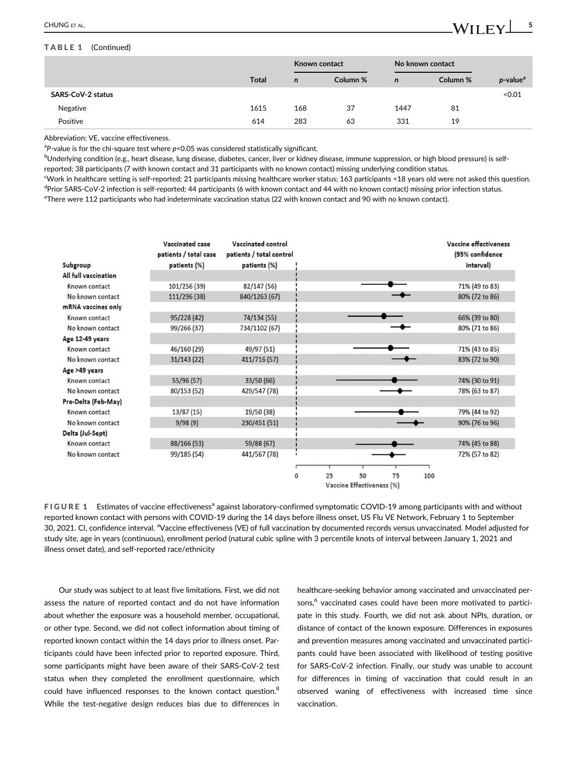**TABLE 1** (Continued)

| | Total | Known contact | | No known contact | | p-value[a] |
|---|---|---|---|---|---|---|
| | | n | Column % | n | Column % | |
| **SARS-CoV-2 status** | | | | | | <0.01 |
| Negative | 1615 | 168 | 37 | 1447 | 81 | |
| Positive | 614 | 283 | 63 | 331 | 19 | |

Abbreviation: VE, vaccine effectiveness.

[a]P-value is for the chi-square test where $p<0.05$ was considered statistically significant.

[b]Underlying condition (e.g., heart disease, lung disease, diabetes, cancer, liver or kidney disease, immune suppression, or high blood pressure) is self-reported; 38 participants (7 with known contact and 31 participants with no known contact) missing underlying condition status.

[c]Work in healthcare setting is self-reported; 21 participants missing healthcare worker status; 163 participants <18 years old were not asked this question.

[d]Prior SARS-CoV-2 infection is self-reported; 44 participants (6 with known contact and 44 with no known contact) missing prior infection status.

[e]There were 112 participants who had indeterminate vaccination status (22 with known contact and 90 with no known contact).

| Subgroup | Vaccinated case patients / total case patients (%) | Vaccinated control patients / total control patients (%) | Vaccine effectiveness (95% confidence interval) |
|---|---|---|---|
| **All full vaccination** | | | |
| Known contact | 101/256 (39) | 82/147 (56) | 71% (49 to 83) |
| No known contact | 111/296 (38) | 840/1263 (67) | 80% (72 to 86) |
| **mRNA vaccines only** | | | |
| Known contact | 95/228 (42) | 74/134 (55) | 66% (39 to 80) |
| No known contact | 99/266 (37) | 734/1102 (67) | 80% (71 to 86) |
| **Age 12-49 years** | | | |
| Known contact | 46/160 (29) | 49/97 (51) | 71% (43 to 85) |
| No known contact | 31/143 (22) | 411/716 (57) | 83% (72 to 90) |
| **Age >49 years** | | | |
| Known contact | 55/96 (57) | 33/50 (66) | 74% (30 to 91) |
| No known contact | 80/153 (52) | 429/547 (78) | 78% (63 to 87) |
| **Pre-Delta (Feb-May)** | | | |
| Known contact | 13/87 (15) | 19/50 (38) | 79% (44 to 92) |
| No known contact | 9/98 (9) | 230/451 (51) | 90% (76 to 96) |
| **Delta (Jul-Sept)** | | | |
| Known contact | 88/166 (53) | 59/88 (67) | 74% (45 to 88) |
| No known contact | 99/185 (54) | 441/567 (78) | 72% (57 to 82) |

Vaccine Effectiveness (%)

**FIGURE 1** Estimates of vaccine effectiveness[a] against laboratory-confirmed symptomatic COVID-19 among participants with and without reported known contact with persons with COVID-19 during the 14 days before illness onset, US Flu VE Network, February 1 to September 30, 2021. CI, confidence interval. [a]Vaccine effectiveness (VE) of full vaccination by documented records versus unvaccinated. Model adjusted for study site, age in years (continuous), enrollment period (natural cubic spline with 3 percentile knots of interval between January 1, 2021 and illness onset date), and self-reported race/ethnicity

Our study was subject to at least five limitations. First, we did not assess the nature of reported contact and do not have information about whether the exposure was a household member, occupational, or other type. Second, we did not collect information about timing of reported known contact within the 14 days prior to illness onset. Participants could have been infected prior to reported exposure. Third, some participants might have been aware of their SARS-CoV-2 test status when they completed the enrollment questionnaire, which could have influenced responses to the known contact question.[8] While the test-negative design reduces bias due to differences in healthcare-seeking behavior among vaccinated and unvaccinated persons,[6] vaccinated cases could have been more motivated to participate in this study. Fourth, we did not ask about NPIs, duration, or distance of contact of the known exposure. Differences in exposures and prevention measures among vaccinated and unvaccinated participants could have been associated with likelihood of testing positive for SARS-CoV-2 infection. Finally, our study was unable to account for differences in timing of vaccination that could result in an observed waning of effectiveness with increased time since vaccination.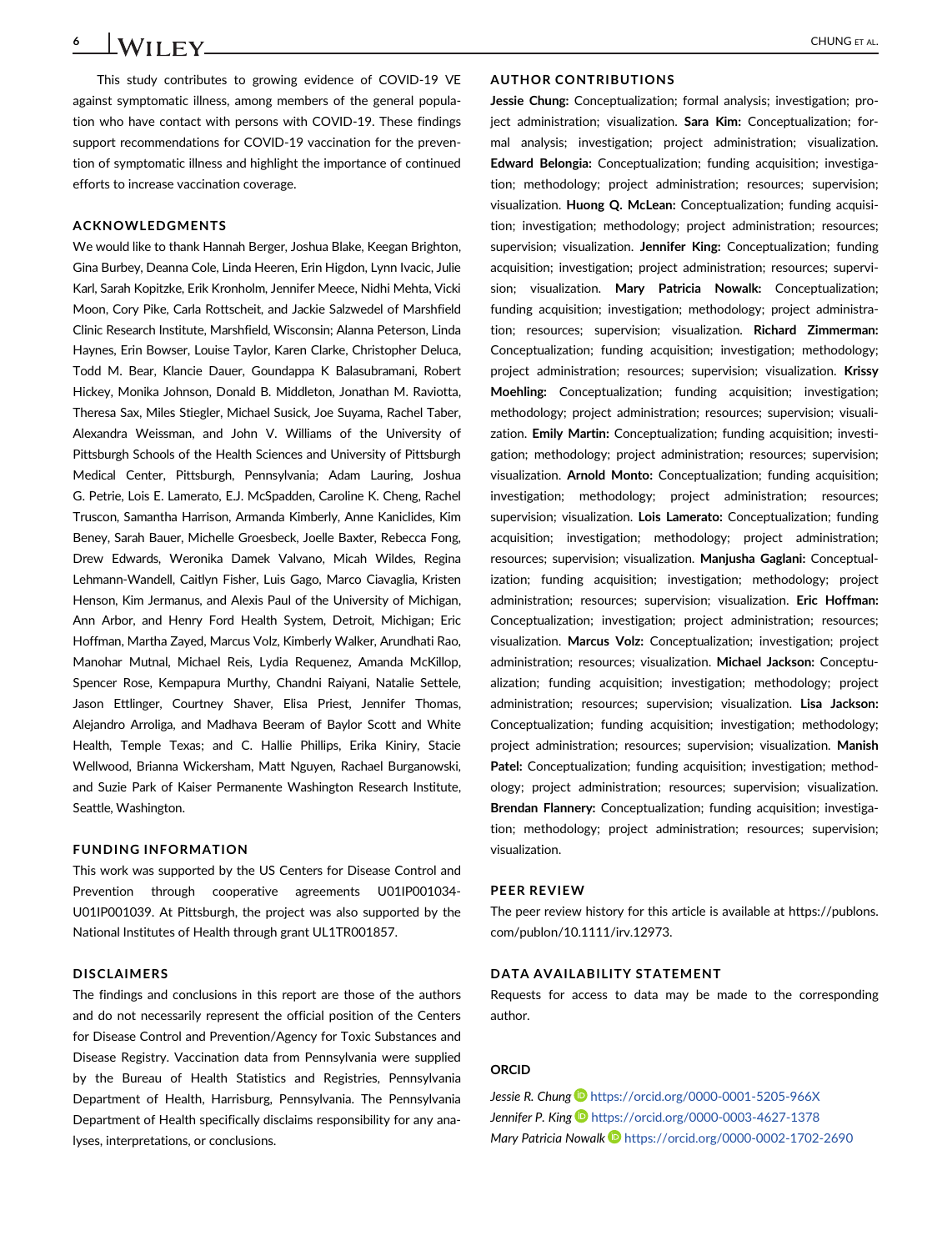This study contributes to growing evidence of COVID-19 VE against symptomatic illness, among members of the general population who have contact with persons with COVID-19. These findings support recommendations for COVID-19 vaccination for the prevention of symptomatic illness and highlight the importance of continued efforts to increase vaccination coverage.

## ACKNOWLEDGMENTS

We would like to thank Hannah Berger, Joshua Blake, Keegan Brighton, Gina Burbey, Deanna Cole, Linda Heeren, Erin Higdon, Lynn Ivacic, Julie Karl, Sarah Kopitzke, Erik Kronholm, Jennifer Meece, Nidhi Mehta, Vicki Moon, Cory Pike, Carla Rottscheit, and Jackie Salzwedel of Marshfield Clinic Research Institute, Marshfield, Wisconsin; Alanna Peterson, Linda Haynes, Erin Bowser, Louise Taylor, Karen Clarke, Christopher Deluca, Todd M. Bear, Klancie Dauer, Goundappa K Balasubramani, Robert Hickey, Monika Johnson, Donald B. Middleton, Jonathan M. Raviotta, Theresa Sax, Miles Stiegler, Michael Susick, Joe Suyama, Rachel Taber, Alexandra Weissman, and John V. Williams of the University of Pittsburgh Schools of the Health Sciences and University of Pittsburgh Medical Center, Pittsburgh, Pennsylvania; Adam Lauring, Joshua G. Petrie, Lois E. Lamerato, E.J. McSpadden, Caroline K. Cheng, Rachel Truscon, Samantha Harrison, Armanda Kimberly, Anne Kaniclides, Kim Beney, Sarah Bauer, Michelle Groesbeck, Joelle Baxter, Rebecca Fong, Drew Edwards, Weronika Damek Valvano, Micah Wildes, Regina Lehmann-Wandell, Caitlyn Fisher, Luis Gago, Marco Ciavaglia, Kristen Henson, Kim Jermanus, and Alexis Paul of the University of Michigan, Ann Arbor, and Henry Ford Health System, Detroit, Michigan; Eric Hoffman, Martha Zayed, Marcus Volz, Kimberly Walker, Arundhati Rao, Manohar Mutnal, Michael Reis, Lydia Requenez, Amanda McKillop, Spencer Rose, Kempapura Murthy, Chandni Raiyani, Natalie Settele, Jason Ettlinger, Courtney Shaver, Elisa Priest, Jennifer Thomas, Alejandro Arroliga, and Madhava Beeram of Baylor Scott and White Health, Temple Texas; and C. Hallie Phillips, Erika Kiniry, Stacie Wellwood, Brianna Wickersham, Matt Nguyen, Rachael Burganowski, and Suzie Park of Kaiser Permanente Washington Research Institute, Seattle, Washington.

## FUNDING INFORMATION

This work was supported by the US Centers for Disease Control and Prevention through cooperative agreements U01IP001034-U01IP001039. At Pittsburgh, the project was also supported by the National Institutes of Health through grant UL1TR001857.

## DISCLAIMERS

The findings and conclusions in this report are those of the authors and do not necessarily represent the official position of the Centers for Disease Control and Prevention/Agency for Toxic Substances and Disease Registry. Vaccination data from Pennsylvania were supplied by the Bureau of Health Statistics and Registries, Pennsylvania Department of Health, Harrisburg, Pennsylvania. The Pennsylvania Department of Health specifically disclaims responsibility for any analyses, interpretations, or conclusions.

## AUTHOR CONTRIBUTIONS

**Jessie Chung:** Conceptualization; formal analysis; investigation; project administration; visualization. **Sara Kim:** Conceptualization; formal analysis; investigation; project administration; visualization. **Edward Belongia:** Conceptualization; funding acquisition; investigation; methodology; project administration; resources; supervision; visualization. **Huong Q. McLean:** Conceptualization; funding acquisition; investigation; methodology; project administration; resources; supervision; visualization. **Jennifer King:** Conceptualization; funding acquisition; investigation; project administration; resources; supervision; visualization. **Mary Patricia Nowalk:** Conceptualization; funding acquisition; investigation; methodology; project administration; resources; supervision; visualization. **Richard Zimmerman:** Conceptualization; funding acquisition; investigation; methodology; project administration; resources; supervision; visualization. **Krissy Moehling:** Conceptualization; funding acquisition; investigation; methodology; project administration; resources; supervision; visualization. **Emily Martin:** Conceptualization; funding acquisition; investigation; methodology; project administration; resources; supervision; visualization. **Arnold Monto:** Conceptualization; funding acquisition; investigation; methodology; project administration; resources; supervision; visualization. **Lois Lamerato:** Conceptualization; funding acquisition; investigation; methodology; project administration; resources; supervision; visualization. **Manjusha Gaglani:** Conceptualization; funding acquisition; investigation; methodology; project administration; resources; supervision; visualization. **Eric Hoffman:** Conceptualization; investigation; project administration; resources; visualization. **Marcus Volz:** Conceptualization; investigation; project administration; resources; visualization. **Michael Jackson:** Conceptualization; funding acquisition; investigation; methodology; project administration; resources; supervision; visualization. **Lisa Jackson:** Conceptualization; funding acquisition; investigation; methodology; project administration; resources; supervision; visualization. **Manish Patel:** Conceptualization; funding acquisition; investigation; methodology; project administration; resources; supervision; visualization. **Brendan Flannery:** Conceptualization; funding acquisition; investigation; methodology; project administration; resources; supervision; visualization.

## PEER REVIEW

The peer review history for this article is available at https://publons.com/publon/10.1111/irv.12973.

## DATA AVAILABILITY STATEMENT

Requests for access to data may be made to the corresponding author.

## ORCID

*Jessie R. Chung* https://orcid.org/0000-0001-5205-966X
*Jennifer P. King* https://orcid.org/0000-0003-4627-1378
*Mary Patricia Nowalk* https://orcid.org/0000-0002-1702-2690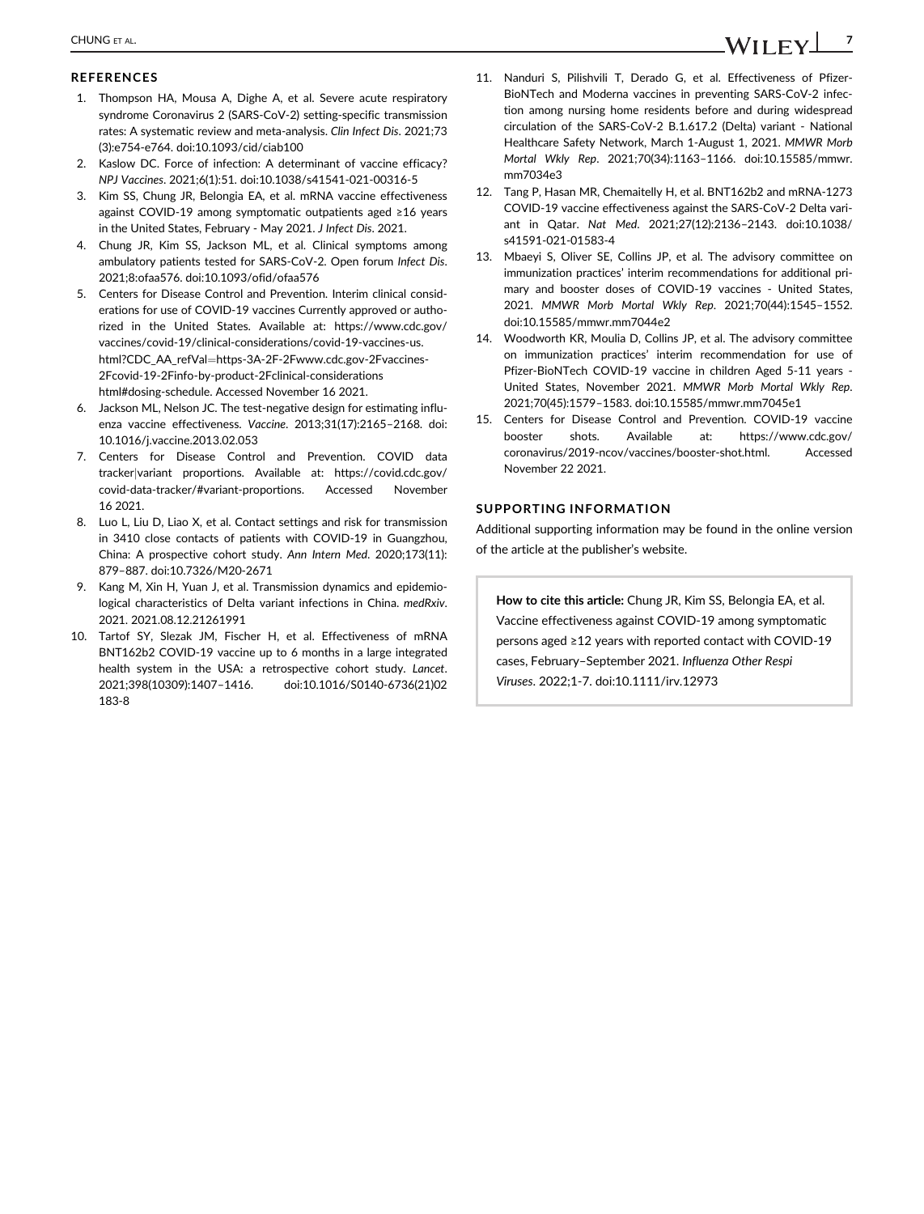## REFERENCES

1. Thompson HA, Mousa A, Dighe A, et al. Severe acute respiratory syndrome Coronavirus 2 (SARS-CoV-2) setting-specific transmission rates: A systematic review and meta-analysis. *Clin Infect Dis*. 2021;73(3):e754-e764. doi:10.1093/cid/ciab100
2. Kaslow DC. Force of infection: A determinant of vaccine efficacy? *NPJ Vaccines*. 2021;6(1):51. doi:10.1038/s41541-021-00316-5
3. Kim SS, Chung JR, Belongia EA, et al. mRNA vaccine effectiveness against COVID-19 among symptomatic outpatients aged ≥16 years in the United States, February - May 2021. *J Infect Dis*. 2021.
4. Chung JR, Kim SS, Jackson ML, et al. Clinical symptoms among ambulatory patients tested for SARS-CoV-2. Open forum *Infect Dis*. 2021;8:ofaa576. doi:10.1093/ofid/ofaa576
5. Centers for Disease Control and Prevention. Interim clinical considerations for use of COVID-19 vaccines Currently approved or authorized in the United States. Available at: https://www.cdc.gov/vaccines/covid-19/clinical-considerations/covid-19-vaccines-us.html?CDC_AA_refVal=https-3A-2F-2Fwww.cdc.gov-2Fvaccines-2Fcovid-19-2Finfo-by-product-2Fclinical-considerations html#dosing-schedule. Accessed November 16 2021.
6. Jackson ML, Nelson JC. The test-negative design for estimating influenza vaccine effectiveness. *Vaccine*. 2013;31(17):2165–2168. doi:10.1016/j.vaccine.2013.02.053
7. Centers for Disease Control and Prevention. COVID data tracker|variant proportions. Available at: https://covid.cdc.gov/covid-data-tracker/#variant-proportions. Accessed November 16 2021.
8. Luo L, Liu D, Liao X, et al. Contact settings and risk for transmission in 3410 close contacts of patients with COVID-19 in Guangzhou, China: A prospective cohort study. *Ann Intern Med*. 2020;173(11):879–887. doi:10.7326/M20-2671
9. Kang M, Xin H, Yuan J, et al. Transmission dynamics and epidemiological characteristics of Delta variant infections in China. *medRxiv*. 2021. 2021.08.12.21261991
10. Tartof SY, Slezak JM, Fischer H, et al. Effectiveness of mRNA BNT162b2 COVID-19 vaccine up to 6 months in a large integrated health system in the USA: a retrospective cohort study. *Lancet*. 2021;398(10309):1407–1416. doi:10.1016/S0140-6736(21)02183-8
11. Nanduri S, Pilishvili T, Derado G, et al. Effectiveness of Pfizer-BioNTech and Moderna vaccines in preventing SARS-CoV-2 infection among nursing home residents before and during widespread circulation of the SARS-CoV-2 B.1.617.2 (Delta) variant - National Healthcare Safety Network, March 1-August 1, 2021. *MMWR Morb Mortal Wkly Rep*. 2021;70(34):1163–1166. doi:10.15585/mmwr.mm7034e3
12. Tang P, Hasan MR, Chemaitelly H, et al. BNT162b2 and mRNA-1273 COVID-19 vaccine effectiveness against the SARS-CoV-2 Delta variant in Qatar. *Nat Med*. 2021;27(12):2136–2143. doi:10.1038/s41591-021-01583-4
13. Mbaeyi S, Oliver SE, Collins JP, et al. The advisory committee on immunization practices' interim recommendations for additional primary and booster doses of COVID-19 vaccines - United States, 2021. *MMWR Morb Mortal Wkly Rep*. 2021;70(44):1545–1552. doi:10.15585/mmwr.mm7044e2
14. Woodworth KR, Moulia D, Collins JP, et al. The advisory committee on immunization practices' interim recommendation for use of Pfizer-BioNTech COVID-19 vaccine in children Aged 5-11 years - United States, November 2021. *MMWR Morb Mortal Wkly Rep*. 2021;70(45):1579–1583. doi:10.15585/mmwr.mm7045e1
15. Centers for Disease Control and Prevention. COVID-19 vaccine booster shots. Available at: https://www.cdc.gov/coronavirus/2019-ncov/vaccines/booster-shot.html. Accessed November 22 2021.

## SUPPORTING INFORMATION

Additional supporting information may be found in the online version of the article at the publisher's website.

**How to cite this article:** Chung JR, Kim SS, Belongia EA, et al. Vaccine effectiveness against COVID-19 among symptomatic persons aged ≥12 years with reported contact with COVID-19 cases, February–September 2021. *Influenza Other Respi Viruses*. 2022;1-7. doi:10.1111/irv.12973